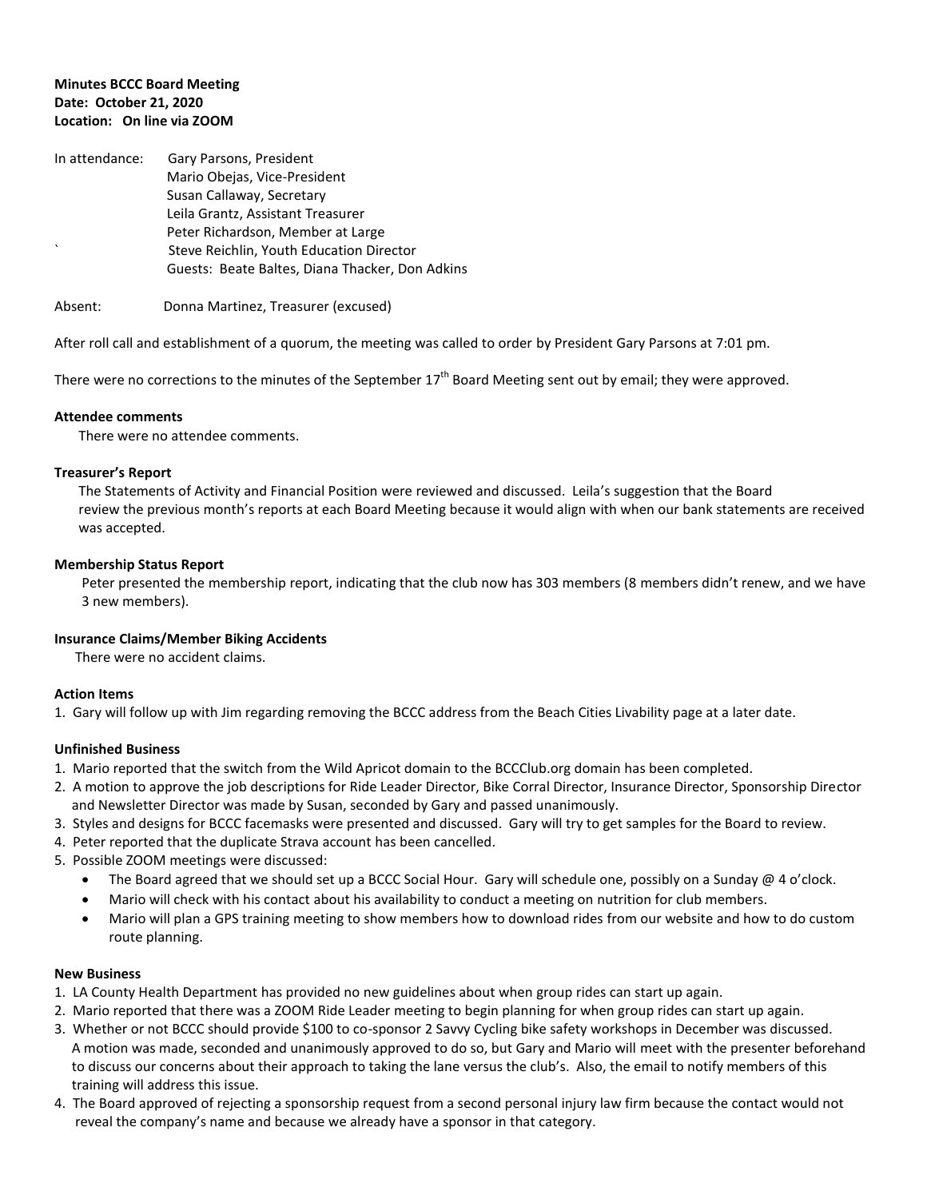**Minutes BCCC Board Meeting**
**Date: October 21, 2020**
**Location: On line via ZOOM**

In attendance: Gary Parsons, President
Mario Obejas, Vice-President
Susan Callaway, Secretary
Leila Grantz, Assistant Treasurer
Peter Richardson, Member at Large
` Steve Reichlin, Youth Education Director
Guests: Beate Baltes, Diana Thacker, Don Adkins

Absent: Donna Martinez, Treasurer (excused)

After roll call and establishment of a quorum, the meeting was called to order by President Gary Parsons at 7:01 pm.

There were no corrections to the minutes of the September 17th Board Meeting sent out by email; they were approved.

**Attendee comments**

There were no attendee comments.

**Treasurer's Report**

The Statements of Activity and Financial Position were reviewed and discussed. Leila's suggestion that the Board review the previous month's reports at each Board Meeting because it would align with when our bank statements are received was accepted.

**Membership Status Report**

Peter presented the membership report, indicating that the club now has 303 members (8 members didn't renew, and we have 3 new members).

**Insurance Claims/Member Biking Accidents**

There were no accident claims.

**Action Items**

1. Gary will follow up with Jim regarding removing the BCCC address from the Beach Cities Livability page at a later date.

**Unfinished Business**

1. Mario reported that the switch from the Wild Apricot domain to the BCCClub.org domain has been completed.
2. A motion to approve the job descriptions for Ride Leader Director, Bike Corral Director, Insurance Director, Sponsorship Director and Newsletter Director was made by Susan, seconded by Gary and passed unanimously.
3. Styles and designs for BCCC facemasks were presented and discussed. Gary will try to get samples for the Board to review.
4. Peter reported that the duplicate Strava account has been cancelled.
5. Possible ZOOM meetings were discussed:
   - The Board agreed that we should set up a BCCC Social Hour. Gary will schedule one, possibly on a Sunday @ 4 o'clock.
   - Mario will check with his contact about his availability to conduct a meeting on nutrition for club members.
   - Mario will plan a GPS training meeting to show members how to download rides from our website and how to do custom route planning.

**New Business**

1. LA County Health Department has provided no new guidelines about when group rides can start up again.
2. Mario reported that there was a ZOOM Ride Leader meeting to begin planning for when group rides can start up again.
3. Whether or not BCCC should provide $100 to co-sponsor 2 Savvy Cycling bike safety workshops in December was discussed. A motion was made, seconded and unanimously approved to do so, but Gary and Mario will meet with the presenter beforehand to discuss our concerns about their approach to taking the lane versus the club's. Also, the email to notify members of this training will address this issue.
4. The Board approved of rejecting a sponsorship request from a second personal injury law firm because the contact would not reveal the company's name and because we already have a sponsor in that category.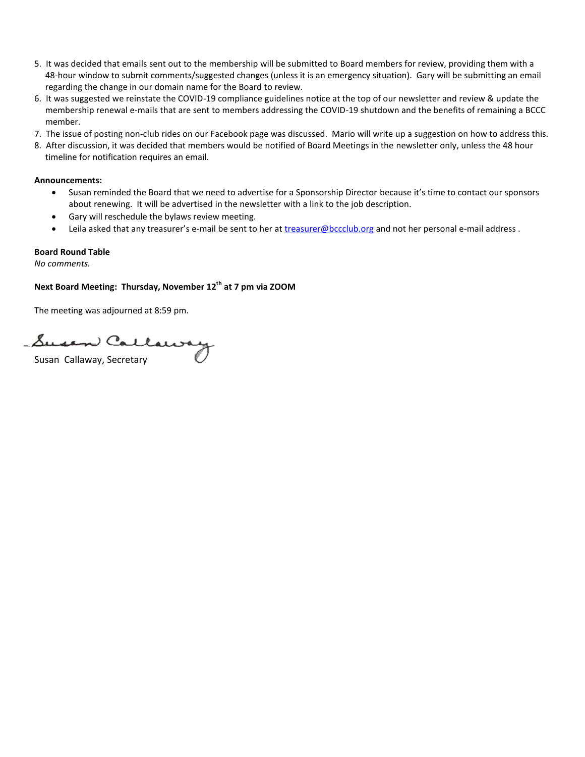5. It was decided that emails sent out to the membership will be submitted to Board members for review, providing them with a 48-hour window to submit comments/suggested changes (unless it is an emergency situation). Gary will be submitting an email regarding the change in our domain name for the Board to review.
6. It was suggested we reinstate the COVID-19 compliance guidelines notice at the top of our newsletter and review & update the membership renewal e-mails that are sent to members addressing the COVID-19 shutdown and the benefits of remaining a BCCC member.
7. The issue of posting non-club rides on our Facebook page was discussed. Mario will write up a suggestion on how to address this.
8. After discussion, it was decided that members would be notified of Board Meetings in the newsletter only, unless the 48 hour timeline for notification requires an email.

**Announcements:**

- Susan reminded the Board that we need to advertise for a Sponsorship Director because it's time to contact our sponsors about renewing. It will be advertised in the newsletter with a link to the job description.
- Gary will reschedule the bylaws review meeting.
- Leila asked that any treasurer's e-mail be sent to her at treasurer@bccclub.org and not her personal e-mail address .

**Board Round Table**

*No comments.*

**Next Board Meeting: Thursday, November 12th at 7 pm via ZOOM**

The meeting was adjourned at 8:59 pm.

Susan Callaway

Susan Callaway, Secretary